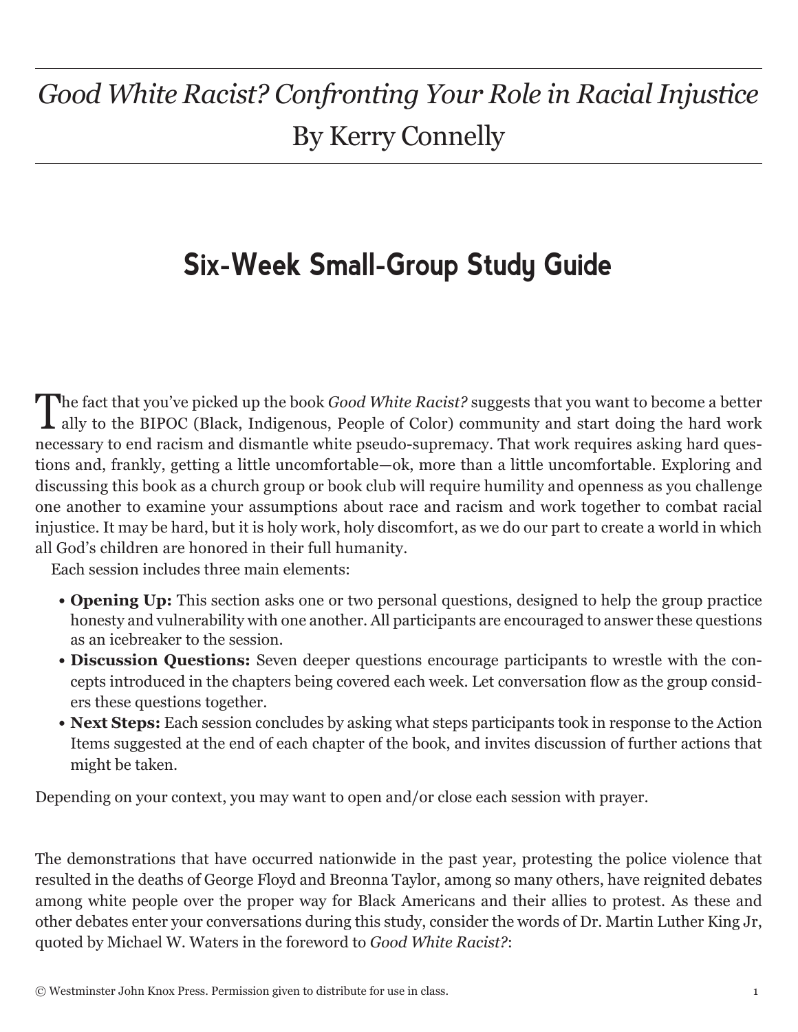# *Good White Racist? Confronting Your Role in Racial Injustice*

By Kerry Connelly

## Six-Week Small-Group Study Guide

The fact that you've picked up the book *Good White Racist?* suggests that you want to become a better ally to the BIPOC (Black, Indigenous, People of Color) community and start doing the hard work necessary to end racism and dismantle white pseudo-supremacy. That work requires asking hard questions and, frankly, getting a little uncomfortable—ok, more than a little uncomfortable. Exploring and discussing this book as a church group or book club will require humility and openness as you challenge one another to examine your assumptions about race and racism and work together to combat racial injustice. It may be hard, but it is holy work, holy discomfort, as we do our part to create a world in which all God's children are honored in their full humanity.

Each session includes three main elements:

- **Opening Up:** This section asks one or two personal questions, designed to help the group practice honesty and vulnerability with one another. All participants are encouraged to answer these questions as an icebreaker to the session.
- **Discussion Questions:** Seven deeper questions encourage participants to wrestle with the concepts introduced in the chapters being covered each week. Let conversation flow as the group considers these questions together.
- **Next Steps:** Each session concludes by asking what steps participants took in response to the Action Items suggested at the end of each chapter of the book, and invites discussion of further actions that might be taken.

Depending on your context, you may want to open and/or close each session with prayer.

The demonstrations that have occurred nationwide in the past year, protesting the police violence that resulted in the deaths of George Floyd and Breonna Taylor, among so many others, have reignited debates among white people over the proper way for Black Americans and their allies to protest. As these and other debates enter your conversations during this study, consider the words of Dr. Martin Luther King Jr, quoted by Michael W. Waters in the foreword to *Good White Racist?*:

© Westminster John Knox Press. Permission given to distribute for use in class.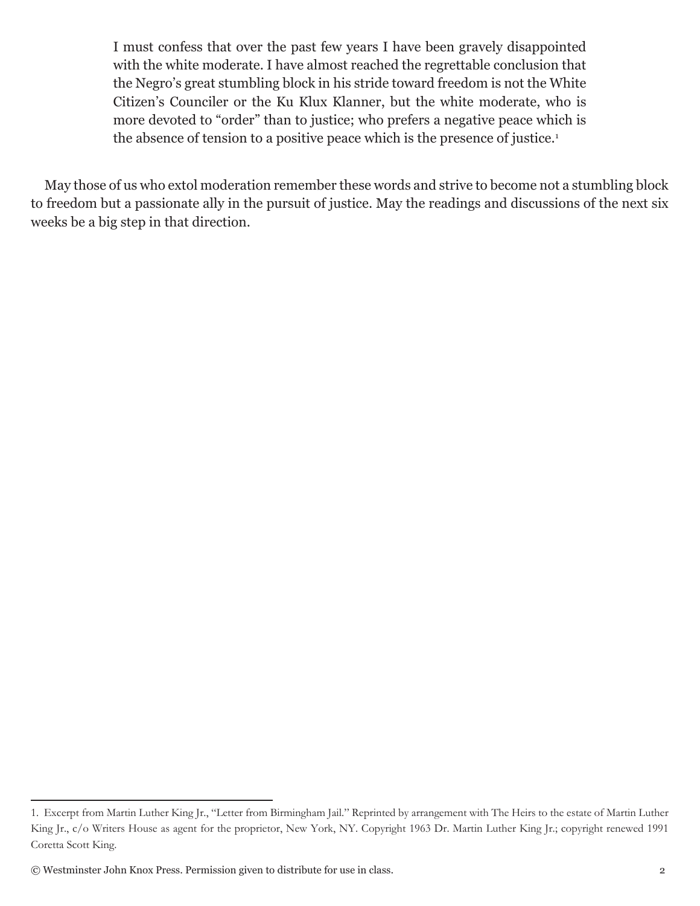> I must confess that over the past few years I have been gravely disappointed with the white moderate. I have almost reached the regrettable conclusion that the Negro's great stumbling block in his stride toward freedom is not the White Citizen's Counciler or the Ku Klux Klanner, but the white moderate, who is more devoted to "order" than to justice; who prefers a negative peace which is the absence of tension to a positive peace which is the presence of justice.[1]

May those of us who extol moderation remember these words and strive to become not a stumbling block to freedom but a passionate ally in the pursuit of justice. May the readings and discussions of the next six weeks be a big step in that direction.

---

1. Excerpt from Martin Luther King Jr., "Letter from Birmingham Jail." Reprinted by arrangement with The Heirs to the estate of Martin Luther King Jr., c/o Writers House as agent for the proprietor, New York, NY. Copyright 1963 Dr. Martin Luther King Jr.; copyright renewed 1991 Coretta Scott King.

© Westminster John Knox Press. Permission given to distribute for use in class.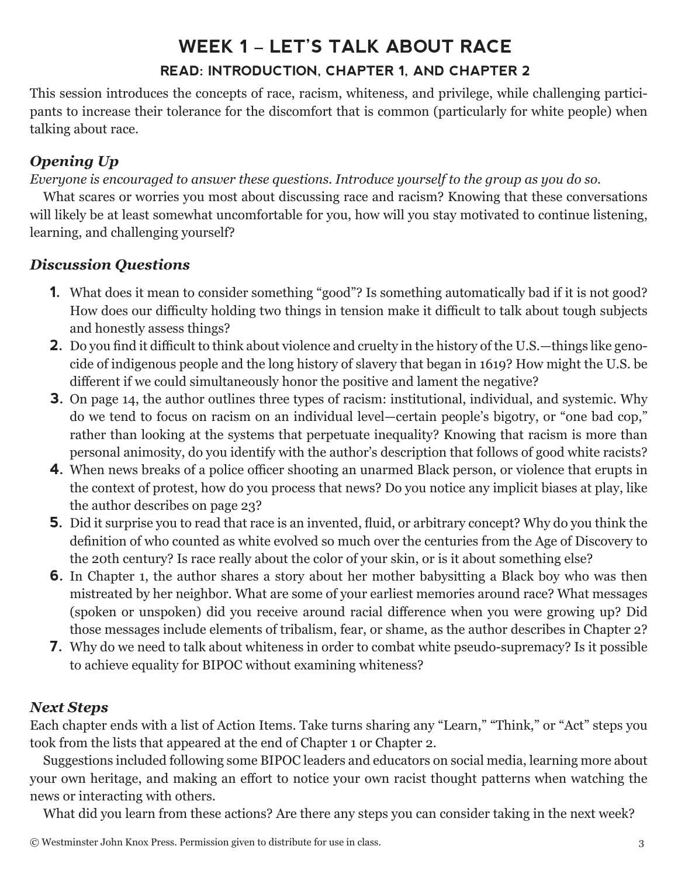# WEEK 1 – LET'S TALK ABOUT RACE

## READ: INTRODUCTION, CHAPTER 1, AND CHAPTER 2

This session introduces the concepts of race, racism, whiteness, and privilege, while challenging participants to increase their tolerance for the discomfort that is common (particularly for white people) when talking about race.

### *Opening Up*

*Everyone is encouraged to answer these questions. Introduce yourself to the group as you do so.*

What scares or worries you most about discussing race and racism? Knowing that these conversations will likely be at least somewhat uncomfortable for you, how will you stay motivated to continue listening, learning, and challenging yourself?

### *Discussion Questions*

1. What does it mean to consider something "good"? Is something automatically bad if it is not good? How does our difficulty holding two things in tension make it difficult to talk about tough subjects and honestly assess things?
2. Do you find it difficult to think about violence and cruelty in the history of the U.S.—things like genocide of indigenous people and the long history of slavery that began in 1619? How might the U.S. be different if we could simultaneously honor the positive and lament the negative?
3. On page 14, the author outlines three types of racism: institutional, individual, and systemic. Why do we tend to focus on racism on an individual level—certain people's bigotry, or "one bad cop," rather than looking at the systems that perpetuate inequality? Knowing that racism is more than personal animosity, do you identify with the author's description that follows of good white racists?
4. When news breaks of a police officer shooting an unarmed Black person, or violence that erupts in the context of protest, how do you process that news? Do you notice any implicit biases at play, like the author describes on page 23?
5. Did it surprise you to read that race is an invented, fluid, or arbitrary concept? Why do you think the definition of who counted as white evolved so much over the centuries from the Age of Discovery to the 20th century? Is race really about the color of your skin, or is it about something else?
6. In Chapter 1, the author shares a story about her mother babysitting a Black boy who was then mistreated by her neighbor. What are some of your earliest memories around race? What messages (spoken or unspoken) did you receive around racial difference when you were growing up? Did those messages include elements of tribalism, fear, or shame, as the author describes in Chapter 2?
7. Why do we need to talk about whiteness in order to combat white pseudo-supremacy? Is it possible to achieve equality for BIPOC without examining whiteness?

### *Next Steps*

Each chapter ends with a list of Action Items. Take turns sharing any "Learn," "Think," or "Act" steps you took from the lists that appeared at the end of Chapter 1 or Chapter 2.

Suggestions included following some BIPOC leaders and educators on social media, learning more about your own heritage, and making an effort to notice your own racist thought patterns when watching the news or interacting with others.

What did you learn from these actions? Are there any steps you can consider taking in the next week?

© Westminster John Knox Press. Permission given to distribute for use in class.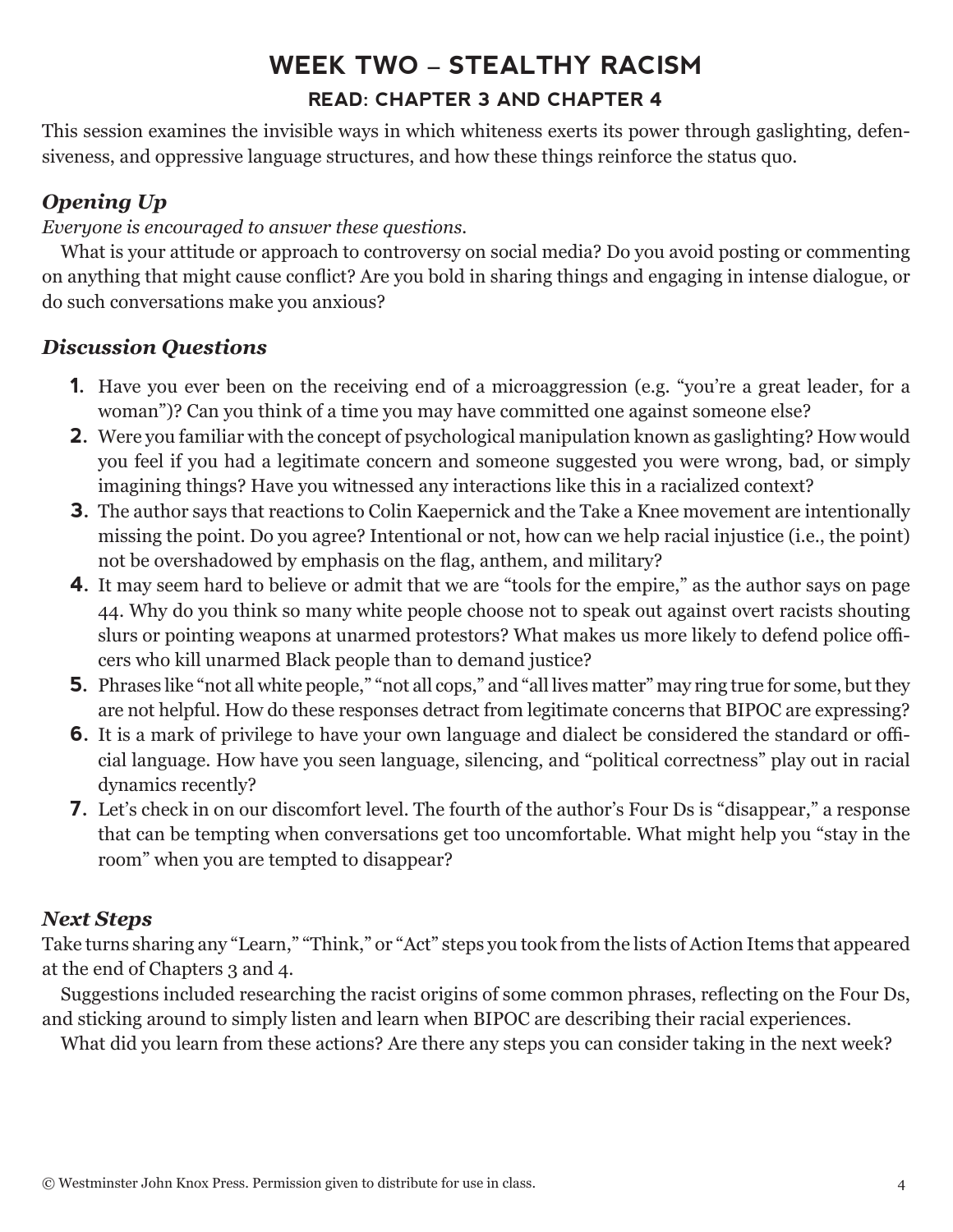# WEEK TWO – STEALTHY RACISM

## READ: CHAPTER 3 AND CHAPTER 4

This session examines the invisible ways in which whiteness exerts its power through gaslighting, defensiveness, and oppressive language structures, and how these things reinforce the status quo.

### *Opening Up*

*Everyone is encouraged to answer these questions.*

What is your attitude or approach to controversy on social media? Do you avoid posting or commenting on anything that might cause conflict? Are you bold in sharing things and engaging in intense dialogue, or do such conversations make you anxious?

### *Discussion Questions*

1. Have you ever been on the receiving end of a microaggression (e.g. "you're a great leader, for a woman")? Can you think of a time you may have committed one against someone else?
2. Were you familiar with the concept of psychological manipulation known as gaslighting? How would you feel if you had a legitimate concern and someone suggested you were wrong, bad, or simply imagining things? Have you witnessed any interactions like this in a racialized context?
3. The author says that reactions to Colin Kaepernick and the Take a Knee movement are intentionally missing the point. Do you agree? Intentional or not, how can we help racial injustice (i.e., the point) not be overshadowed by emphasis on the flag, anthem, and military?
4. It may seem hard to believe or admit that we are "tools for the empire," as the author says on page 44. Why do you think so many white people choose not to speak out against overt racists shouting slurs or pointing weapons at unarmed protestors? What makes us more likely to defend police officers who kill unarmed Black people than to demand justice?
5. Phrases like "not all white people," "not all cops," and "all lives matter" may ring true for some, but they are not helpful. How do these responses detract from legitimate concerns that BIPOC are expressing?
6. It is a mark of privilege to have your own language and dialect be considered the standard or official language. How have you seen language, silencing, and "political correctness" play out in racial dynamics recently?
7. Let's check in on our discomfort level. The fourth of the author's Four Ds is "disappear," a response that can be tempting when conversations get too uncomfortable. What might help you "stay in the room" when you are tempted to disappear?

### *Next Steps*

Take turns sharing any "Learn," "Think," or "Act" steps you took from the lists of Action Items that appeared at the end of Chapters 3 and 4.

Suggestions included researching the racist origins of some common phrases, reflecting on the Four Ds, and sticking around to simply listen and learn when BIPOC are describing their racial experiences.

What did you learn from these actions? Are there any steps you can consider taking in the next week?

© Westminster John Knox Press. Permission given to distribute for use in class.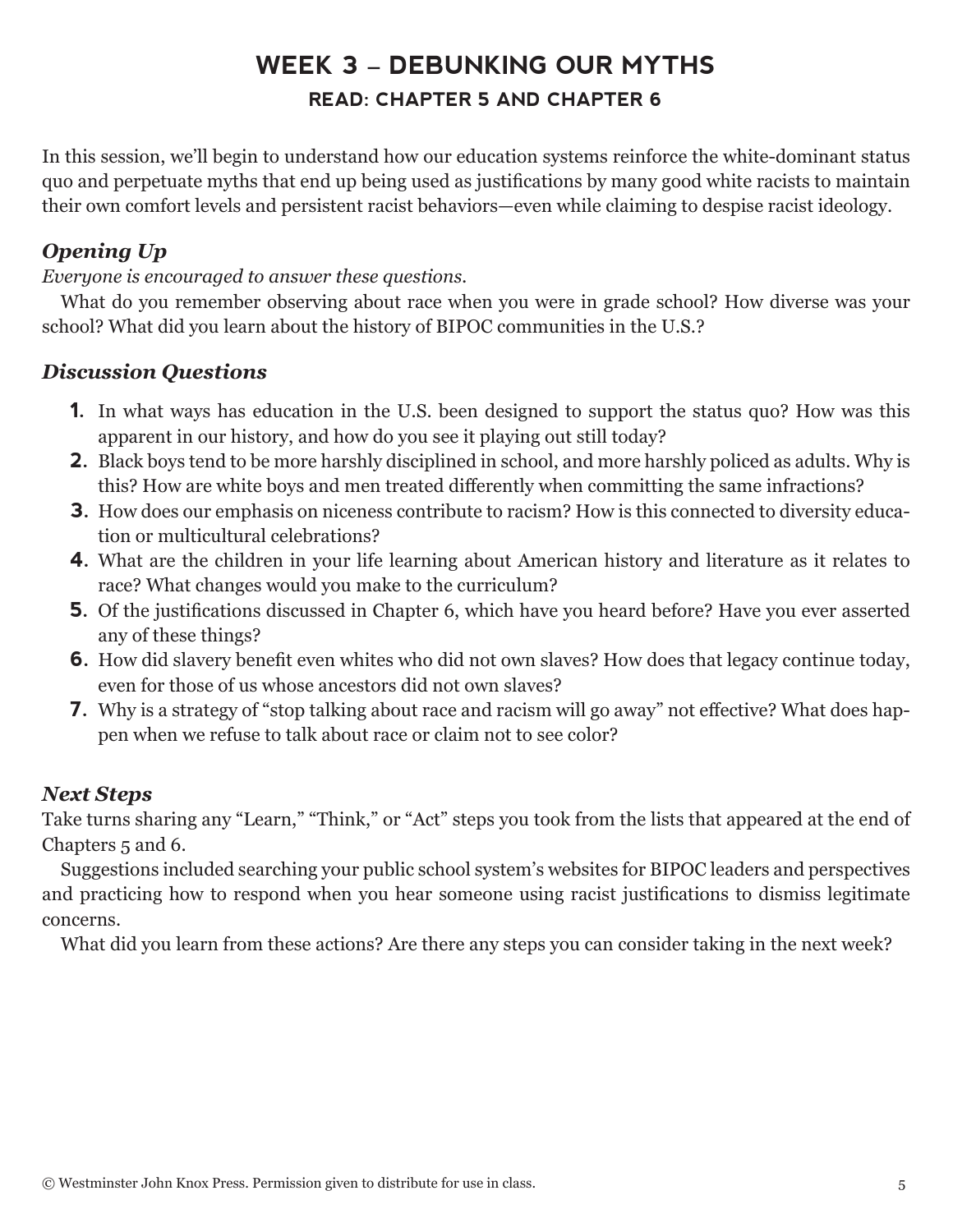# WEEK 3 – DEBUNKING OUR MYTHS

## READ: CHAPTER 5 AND CHAPTER 6

In this session, we'll begin to understand how our education systems reinforce the white-dominant status quo and perpetuate myths that end up being used as justifications by many good white racists to maintain their own comfort levels and persistent racist behaviors—even while claiming to despise racist ideology.

### *Opening Up*

*Everyone is encouraged to answer these questions.*

What do you remember observing about race when you were in grade school? How diverse was your school? What did you learn about the history of BIPOC communities in the U.S.?

### *Discussion Questions*

1. In what ways has education in the U.S. been designed to support the status quo? How was this apparent in our history, and how do you see it playing out still today?
2. Black boys tend to be more harshly disciplined in school, and more harshly policed as adults. Why is this? How are white boys and men treated differently when committing the same infractions?
3. How does our emphasis on niceness contribute to racism? How is this connected to diversity education or multicultural celebrations?
4. What are the children in your life learning about American history and literature as it relates to race? What changes would you make to the curriculum?
5. Of the justifications discussed in Chapter 6, which have you heard before? Have you ever asserted any of these things?
6. How did slavery benefit even whites who did not own slaves? How does that legacy continue today, even for those of us whose ancestors did not own slaves?
7. Why is a strategy of "stop talking about race and racism will go away" not effective? What does happen when we refuse to talk about race or claim not to see color?

### *Next Steps*

Take turns sharing any "Learn," "Think," or "Act" steps you took from the lists that appeared at the end of Chapters 5 and 6.

Suggestions included searching your public school system's websites for BIPOC leaders and perspectives and practicing how to respond when you hear someone using racist justifications to dismiss legitimate concerns.

What did you learn from these actions? Are there any steps you can consider taking in the next week?

© Westminster John Knox Press. Permission given to distribute for use in class.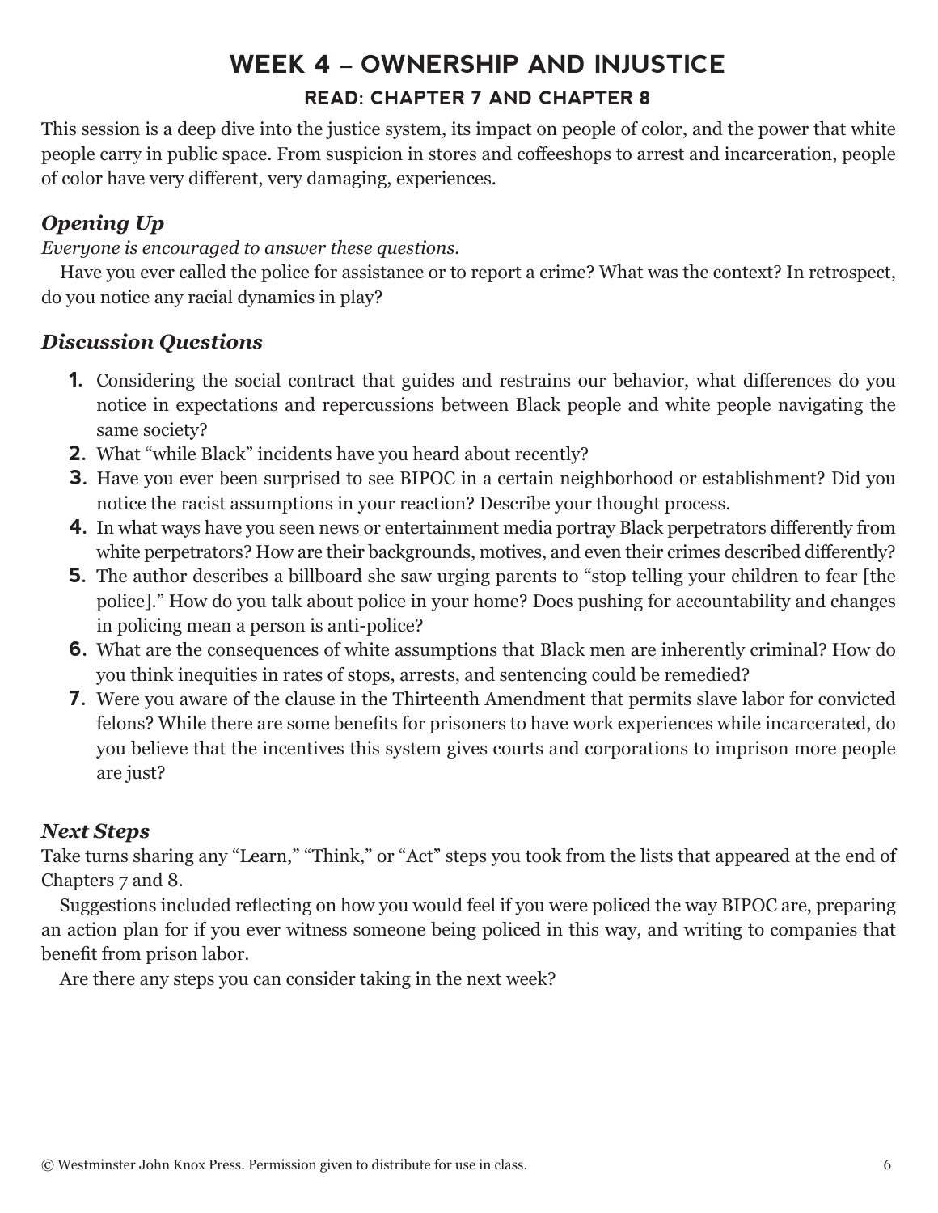# WEEK 4 – OWNERSHIP AND INJUSTICE

## READ: CHAPTER 7 AND CHAPTER 8

This session is a deep dive into the justice system, its impact on people of color, and the power that white people carry in public space. From suspicion in stores and coffeeshops to arrest and incarceration, people of color have very different, very damaging, experiences.

### *Opening Up*

*Everyone is encouraged to answer these questions.*

Have you ever called the police for assistance or to report a crime? What was the context? In retrospect, do you notice any racial dynamics in play?

### *Discussion Questions*

1. Considering the social contract that guides and restrains our behavior, what differences do you notice in expectations and repercussions between Black people and white people navigating the same society?
2. What "while Black" incidents have you heard about recently?
3. Have you ever been surprised to see BIPOC in a certain neighborhood or establishment? Did you notice the racist assumptions in your reaction? Describe your thought process.
4. In what ways have you seen news or entertainment media portray Black perpetrators differently from white perpetrators? How are their backgrounds, motives, and even their crimes described differently?
5. The author describes a billboard she saw urging parents to "stop telling your children to fear [the police]." How do you talk about police in your home? Does pushing for accountability and changes in policing mean a person is anti-police?
6. What are the consequences of white assumptions that Black men are inherently criminal? How do you think inequities in rates of stops, arrests, and sentencing could be remedied?
7. Were you aware of the clause in the Thirteenth Amendment that permits slave labor for convicted felons? While there are some benefits for prisoners to have work experiences while incarcerated, do you believe that the incentives this system gives courts and corporations to imprison more people are just?

### *Next Steps*

Take turns sharing any "Learn," "Think," or "Act" steps you took from the lists that appeared at the end of Chapters 7 and 8.

Suggestions included reflecting on how you would feel if you were policed the way BIPOC are, preparing an action plan for if you ever witness someone being policed in this way, and writing to companies that benefit from prison labor.

Are there any steps you can consider taking in the next week?

© Westminster John Knox Press. Permission given to distribute for use in class.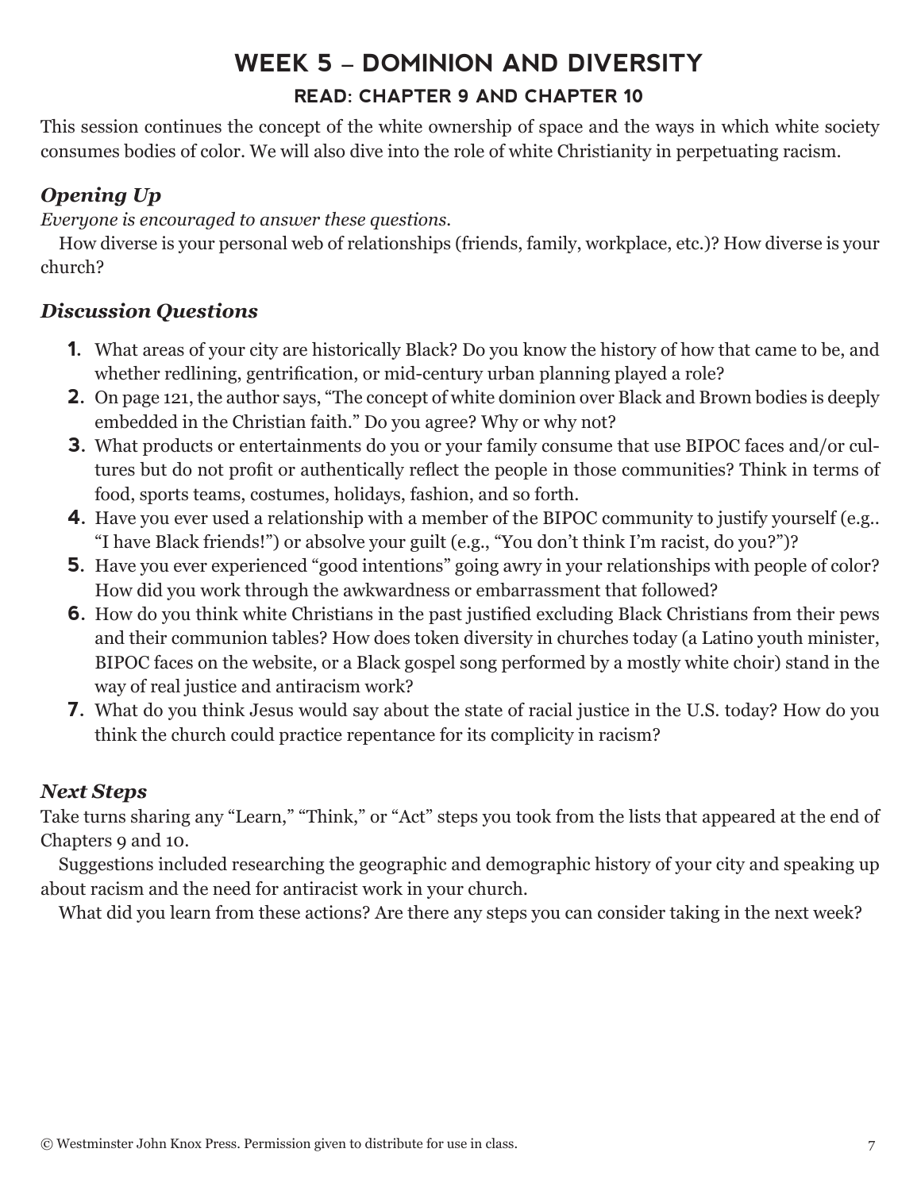# WEEK 5 – DOMINION AND DIVERSITY

## READ: CHAPTER 9 AND CHAPTER 10

This session continues the concept of the white ownership of space and the ways in which white society consumes bodies of color. We will also dive into the role of white Christianity in perpetuating racism.

### *Opening Up*

*Everyone is encouraged to answer these questions.*

How diverse is your personal web of relationships (friends, family, workplace, etc.)? How diverse is your church?

### *Discussion Questions*

1. What areas of your city are historically Black? Do you know the history of how that came to be, and whether redlining, gentrification, or mid-century urban planning played a role?
2. On page 121, the author says, "The concept of white dominion over Black and Brown bodies is deeply embedded in the Christian faith." Do you agree? Why or why not?
3. What products or entertainments do you or your family consume that use BIPOC faces and/or cultures but do not profit or authentically reflect the people in those communities? Think in terms of food, sports teams, costumes, holidays, fashion, and so forth.
4. Have you ever used a relationship with a member of the BIPOC community to justify yourself (e.g.. "I have Black friends!") or absolve your guilt (e.g., "You don't think I'm racist, do you?")?
5. Have you ever experienced "good intentions" going awry in your relationships with people of color? How did you work through the awkwardness or embarrassment that followed?
6. How do you think white Christians in the past justified excluding Black Christians from their pews and their communion tables? How does token diversity in churches today (a Latino youth minister, BIPOC faces on the website, or a Black gospel song performed by a mostly white choir) stand in the way of real justice and antiracism work?
7. What do you think Jesus would say about the state of racial justice in the U.S. today? How do you think the church could practice repentance for its complicity in racism?

### *Next Steps*

Take turns sharing any "Learn," "Think," or "Act" steps you took from the lists that appeared at the end of Chapters 9 and 10.

Suggestions included researching the geographic and demographic history of your city and speaking up about racism and the need for antiracist work in your church.

What did you learn from these actions? Are there any steps you can consider taking in the next week?

© Westminster John Knox Press. Permission given to distribute for use in class.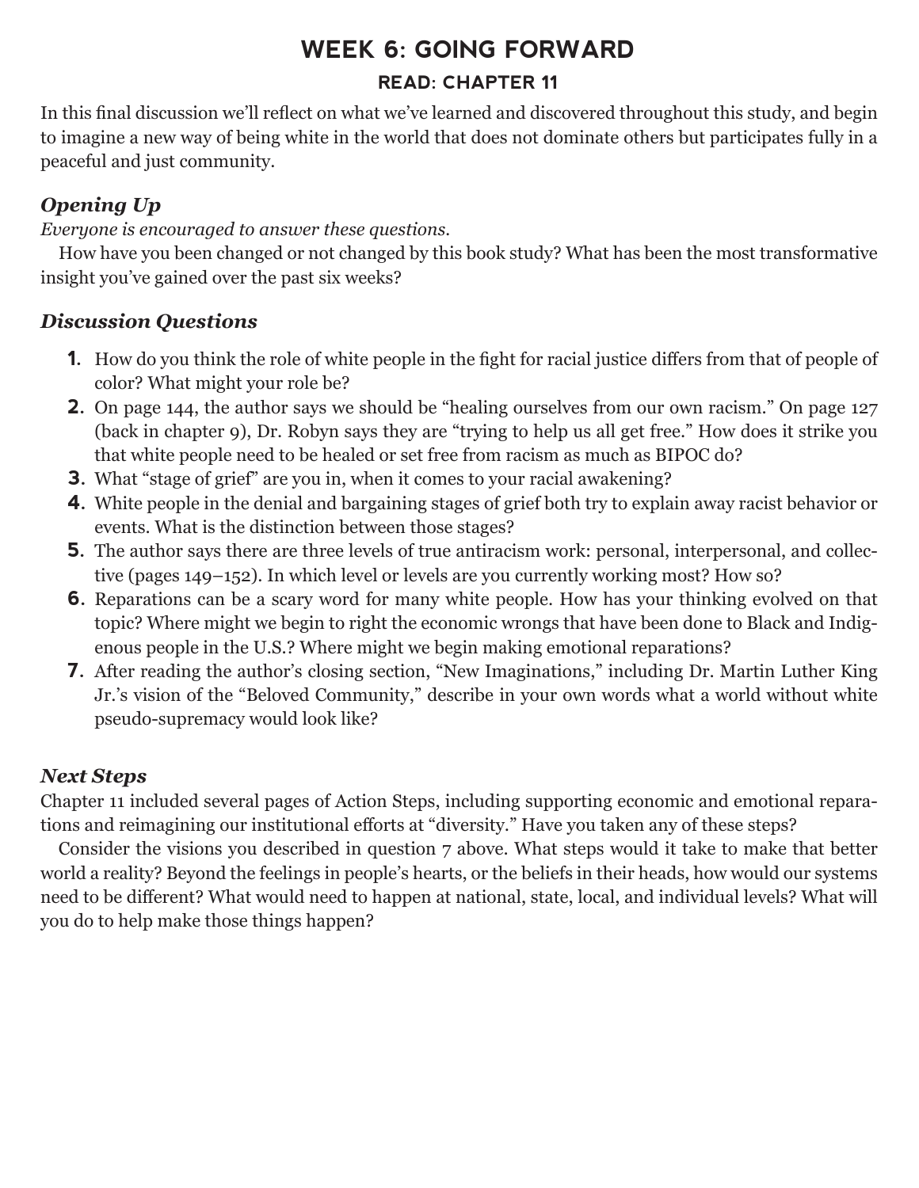# WEEK 6: GOING FORWARD

## READ: CHAPTER 11

In this final discussion we'll reflect on what we've learned and discovered throughout this study, and begin to imagine a new way of being white in the world that does not dominate others but participates fully in a peaceful and just community.

### *Opening Up*

*Everyone is encouraged to answer these questions.*

How have you been changed or not changed by this book study? What has been the most transformative insight you've gained over the past six weeks?

### *Discussion Questions*

1. How do you think the role of white people in the fight for racial justice differs from that of people of color? What might your role be?
2. On page 144, the author says we should be "healing ourselves from our own racism." On page 127 (back in chapter 9), Dr. Robyn says they are "trying to help us all get free." How does it strike you that white people need to be healed or set free from racism as much as BIPOC do?
3. What "stage of grief" are you in, when it comes to your racial awakening?
4. White people in the denial and bargaining stages of grief both try to explain away racist behavior or events. What is the distinction between those stages?
5. The author says there are three levels of true antiracism work: personal, interpersonal, and collective (pages 149–152). In which level or levels are you currently working most? How so?
6. Reparations can be a scary word for many white people. How has your thinking evolved on that topic? Where might we begin to right the economic wrongs that have been done to Black and Indigenous people in the U.S.? Where might we begin making emotional reparations?
7. After reading the author's closing section, "New Imaginations," including Dr. Martin Luther King Jr.'s vision of the "Beloved Community," describe in your own words what a world without white pseudo-supremacy would look like?

### *Next Steps*

Chapter 11 included several pages of Action Steps, including supporting economic and emotional reparations and reimagining our institutional efforts at "diversity." Have you taken any of these steps?

Consider the visions you described in question 7 above. What steps would it take to make that better world a reality? Beyond the feelings in people's hearts, or the beliefs in their heads, how would our systems need to be different? What would need to happen at national, state, local, and individual levels? What will you do to help make those things happen?